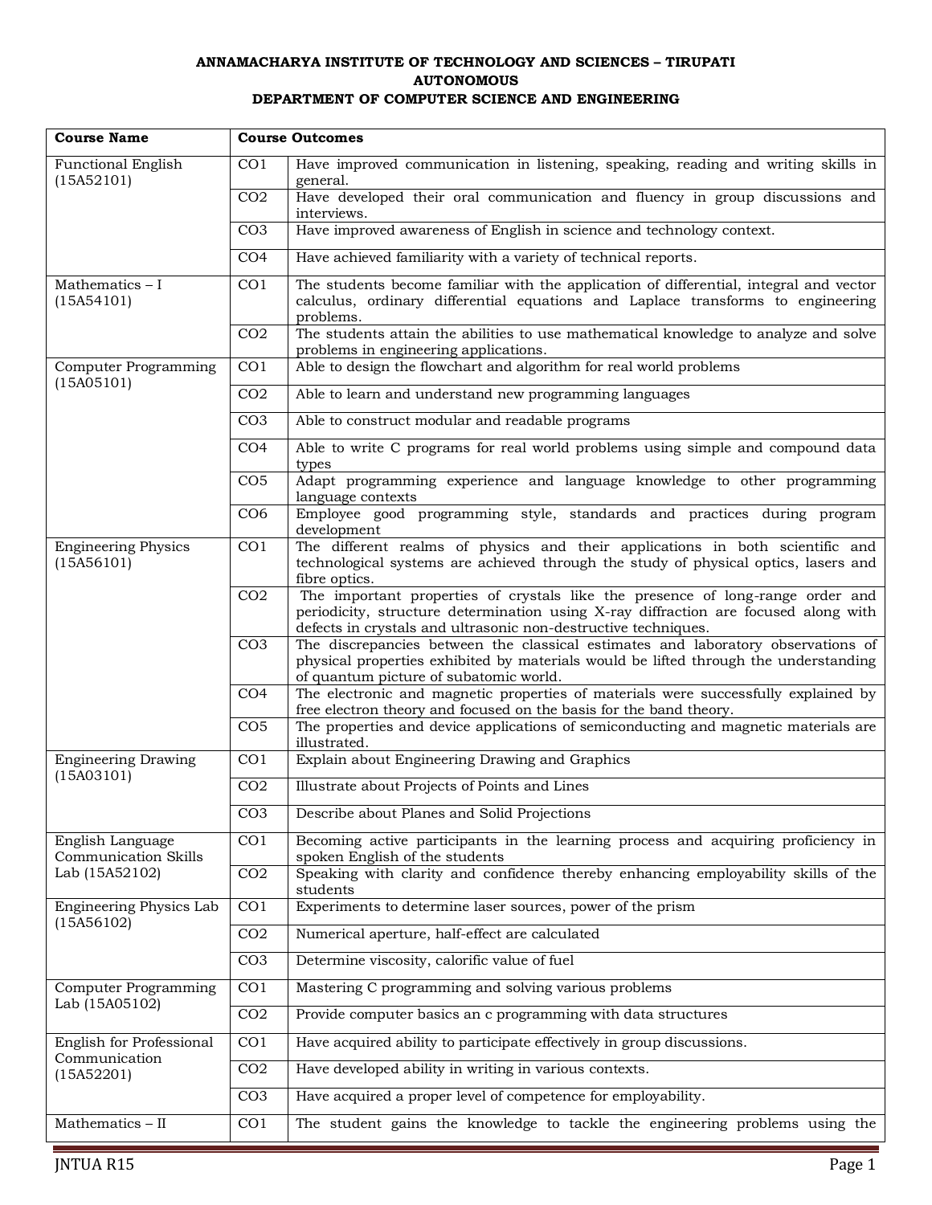**ANNAMACHARYA INSTITUTE OF TECHNOLOGY AND SCIENCES – TIRUPATI**
**AUTONOMOUS**
**DEPARTMENT OF COMPUTER SCIENCE AND ENGINEERING**

| Course Name | Course Outcomes | |
|---|---|---|
| Functional English (15A52101) | CO1 | Have improved communication in listening, speaking, reading and writing skills in general. |
| | CO2 | Have developed their oral communication and fluency in group discussions and interviews. |
| | CO3 | Have improved awareness of English in science and technology context. |
| | CO4 | Have achieved familiarity with a variety of technical reports. |
| Mathematics – I (15A54101) | CO1 | The students become familiar with the application of differential, integral and vector calculus, ordinary differential equations and Laplace transforms to engineering problems. |
| | CO2 | The students attain the abilities to use mathematical knowledge to analyze and solve problems in engineering applications. |
| Computer Programming (15A05101) | CO1 | Able to design the flowchart and algorithm for real world problems |
| | CO2 | Able to learn and understand new programming languages |
| | CO3 | Able to construct modular and readable programs |
| | CO4 | Able to write C programs for real world problems using simple and compound data types |
| | CO5 | Adapt programming experience and language knowledge to other programming language contexts |
| | CO6 | Employee good programming style, standards and practices during program development |
| Engineering Physics (15A56101) | CO1 | The different realms of physics and their applications in both scientific and technological systems are achieved through the study of physical optics, lasers and fibre optics. |
| | CO2 | The important properties of crystals like the presence of long-range order and periodicity, structure determination using X-ray diffraction are focused along with defects in crystals and ultrasonic non-destructive techniques. |
| | CO3 | The discrepancies between the classical estimates and laboratory observations of physical properties exhibited by materials would be lifted through the understanding of quantum picture of subatomic world. |
| | CO4 | The electronic and magnetic properties of materials were successfully explained by free electron theory and focused on the basis for the band theory. |
| | CO5 | The properties and device applications of semiconducting and magnetic materials are illustrated. |
| Engineering Drawing (15A03101) | CO1 | Explain about Engineering Drawing and Graphics |
| | CO2 | Illustrate about Projects of Points and Lines |
| | CO3 | Describe about Planes and Solid Projections |
| English Language Communication Skills Lab (15A52102) | CO1 | Becoming active participants in the learning process and acquiring proficiency in spoken English of the students |
| | CO2 | Speaking with clarity and confidence thereby enhancing employability skills of the students |
| Engineering Physics Lab (15A56102) | CO1 | Experiments to determine laser sources, power of the prism |
| | CO2 | Numerical aperture, half-effect are calculated |
| | CO3 | Determine viscosity, calorific value of fuel |
| Computer Programming Lab (15A05102) | CO1 | Mastering C programming and solving various problems |
| | CO2 | Provide computer basics an c programming with data structures |
| English for Professional Communication (15A52201) | CO1 | Have acquired ability to participate effectively in group discussions. |
| | CO2 | Have developed ability in writing in various contexts. |
| | CO3 | Have acquired a proper level of competence for employability. |
| Mathematics – II | CO1 | The student gains the knowledge to tackle the engineering problems using the |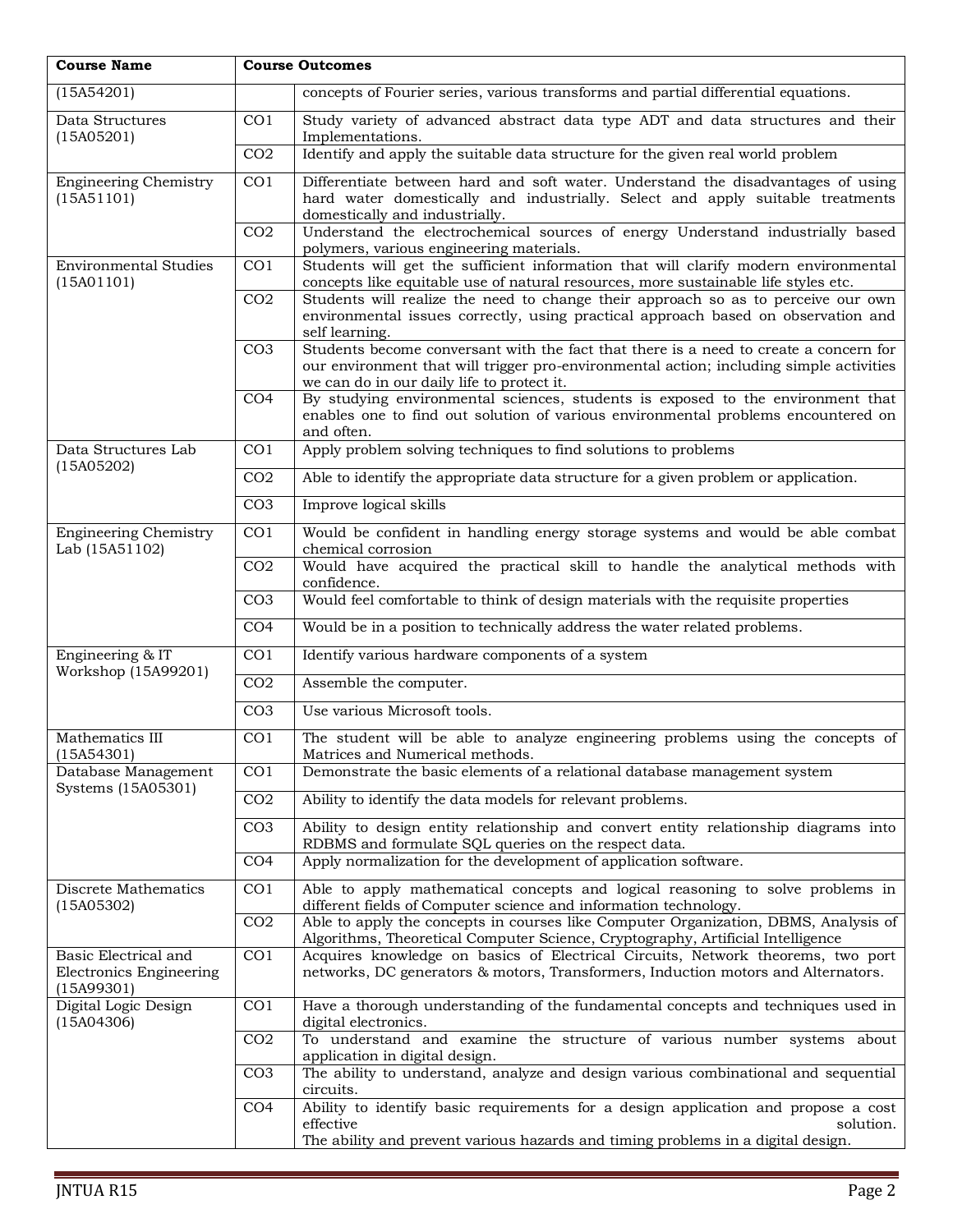| Course Name | | Course Outcomes |
|---|---|---|
| (15A54201) | | concepts of Fourier series, various transforms and partial differential equations. |
| Data Structures (15A05201) | CO1 | Study variety of advanced abstract data type ADT and data structures and their Implementations. |
| | CO2 | Identify and apply the suitable data structure for the given real world problem |
| Engineering Chemistry (15A51101) | CO1 | Differentiate between hard and soft water. Understand the disadvantages of using hard water domestically and industrially. Select and apply suitable treatments domestically and industrially. |
| | CO2 | Understand the electrochemical sources of energy Understand industrially based polymers, various engineering materials. |
| Environmental Studies (15A01101) | CO1 | Students will get the sufficient information that will clarify modern environmental concepts like equitable use of natural resources, more sustainable life styles etc. |
| | CO2 | Students will realize the need to change their approach so as to perceive our own environmental issues correctly, using practical approach based on observation and self learning. |
| | CO3 | Students become conversant with the fact that there is a need to create a concern for our environment that will trigger pro-environmental action; including simple activities we can do in our daily life to protect it. |
| | CO4 | By studying environmental sciences, students is exposed to the environment that enables one to find out solution of various environmental problems encountered on and often. |
| Data Structures Lab (15A05202) | CO1 | Apply problem solving techniques to find solutions to problems |
| | CO2 | Able to identify the appropriate data structure for a given problem or application. |
| | CO3 | Improve logical skills |
| Engineering Chemistry Lab (15A51102) | CO1 | Would be confident in handling energy storage systems and would be able combat chemical corrosion |
| | CO2 | Would have acquired the practical skill to handle the analytical methods with confidence. |
| | CO3 | Would feel comfortable to think of design materials with the requisite properties |
| | CO4 | Would be in a position to technically address the water related problems. |
| Engineering & IT Workshop (15A99201) | CO1 | Identify various hardware components of a system |
| | CO2 | Assemble the computer. |
| | CO3 | Use various Microsoft tools. |
| Mathematics III (15A54301) | CO1 | The student will be able to analyze engineering problems using the concepts of Matrices and Numerical methods. |
| Database Management Systems (15A05301) | CO1 | Demonstrate the basic elements of a relational database management system |
| | CO2 | Ability to identify the data models for relevant problems. |
| | CO3 | Ability to design entity relationship and convert entity relationship diagrams into RDBMS and formulate SQL queries on the respect data. |
| | CO4 | Apply normalization for the development of application software. |
| Discrete Mathematics (15A05302) | CO1 | Able to apply mathematical concepts and logical reasoning to solve problems in different fields of Computer science and information technology. |
| | CO2 | Able to apply the concepts in courses like Computer Organization, DBMS, Analysis of Algorithms, Theoretical Computer Science, Cryptography, Artificial Intelligence |
| Basic Electrical and Electronics Engineering (15A99301) | CO1 | Acquires knowledge on basics of Electrical Circuits, Network theorems, two port networks, DC generators & motors, Transformers, Induction motors and Alternators. |
| Digital Logic Design (15A04306) | CO1 | Have a thorough understanding of the fundamental concepts and techniques used in digital electronics. |
| | CO2 | To understand and examine the structure of various number systems about application in digital design. |
| | CO3 | The ability to understand, analyze and design various combinational and sequential circuits. |
| | CO4 | Ability to identify basic requirements for a design application and propose a cost effective solution. The ability and prevent various hazards and timing problems in a digital design. |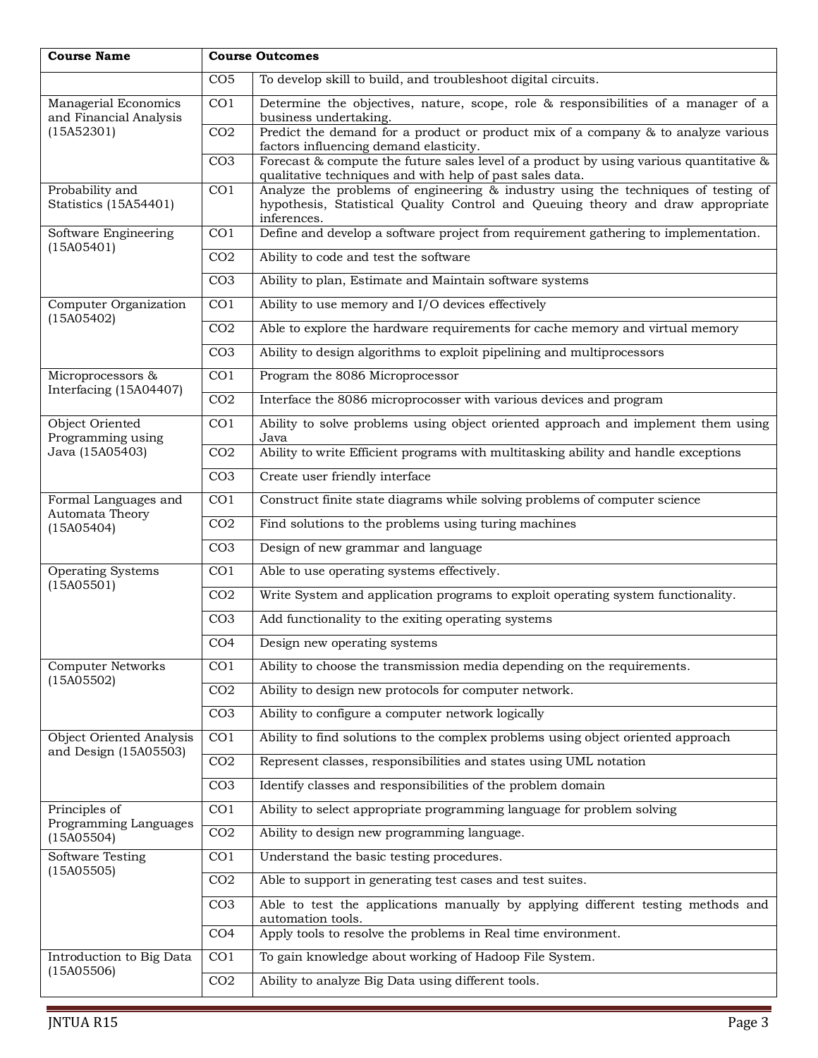| Course Name | Course Outcomes | |
|---|---|---|
| | CO5 | To develop skill to build, and troubleshoot digital circuits. |
| Managerial Economics and Financial Analysis (15A52301) | CO1 | Determine the objectives, nature, scope, role & responsibilities of a manager of a business undertaking. |
| | CO2 | Predict the demand for a product or product mix of a company & to analyze various factors influencing demand elasticity. |
| | CO3 | Forecast & compute the future sales level of a product by using various quantitative & qualitative techniques and with help of past sales data. |
| Probability and Statistics (15A54401) | CO1 | Analyze the problems of engineering & industry using the techniques of testing of hypothesis, Statistical Quality Control and Queuing theory and draw appropriate inferences. |
| Software Engineering (15A05401) | CO1 | Define and develop a software project from requirement gathering to implementation. |
| | CO2 | Ability to code and test the software |
| | CO3 | Ability to plan, Estimate and Maintain software systems |
| Computer Organization (15A05402) | CO1 | Ability to use memory and I/O devices effectively |
| | CO2 | Able to explore the hardware requirements for cache memory and virtual memory |
| | CO3 | Ability to design algorithms to exploit pipelining and multiprocessors |
| Microprocessors & Interfacing (15A04407) | CO1 | Program the 8086 Microprocessor |
| | CO2 | Interface the 8086 microprocosser with various devices and program |
| Object Oriented Programming using Java (15A05403) | CO1 | Ability to solve problems using object oriented approach and implement them using Java |
| | CO2 | Ability to write Efficient programs with multitasking ability and handle exceptions |
| | CO3 | Create user friendly interface |
| Formal Languages and Automata Theory (15A05404) | CO1 | Construct finite state diagrams while solving problems of computer science |
| | CO2 | Find solutions to the problems using turing machines |
| | CO3 | Design of new grammar and language |
| Operating Systems (15A05501) | CO1 | Able to use operating systems effectively. |
| | CO2 | Write System and application programs to exploit operating system functionality. |
| | CO3 | Add functionality to the exiting operating systems |
| | CO4 | Design new operating systems |
| Computer Networks (15A05502) | CO1 | Ability to choose the transmission media depending on the requirements. |
| | CO2 | Ability to design new protocols for computer network. |
| | CO3 | Ability to configure a computer network logically |
| Object Oriented Analysis and Design (15A05503) | CO1 | Ability to find solutions to the complex problems using object oriented approach |
| | CO2 | Represent classes, responsibilities and states using UML notation |
| | CO3 | Identify classes and responsibilities of the problem domain |
| Principles of Programming Languages (15A05504) | CO1 | Ability to select appropriate programming language for problem solving |
| | CO2 | Ability to design new programming language. |
| Software Testing (15A05505) | CO1 | Understand the basic testing procedures. |
| | CO2 | Able to support in generating test cases and test suites. |
| | CO3 | Able to test the applications manually by applying different testing methods and automation tools. |
| | CO4 | Apply tools to resolve the problems in Real time environment. |
| Introduction to Big Data (15A05506) | CO1 | To gain knowledge about working of Hadoop File System. |
| | CO2 | Ability to analyze Big Data using different tools. |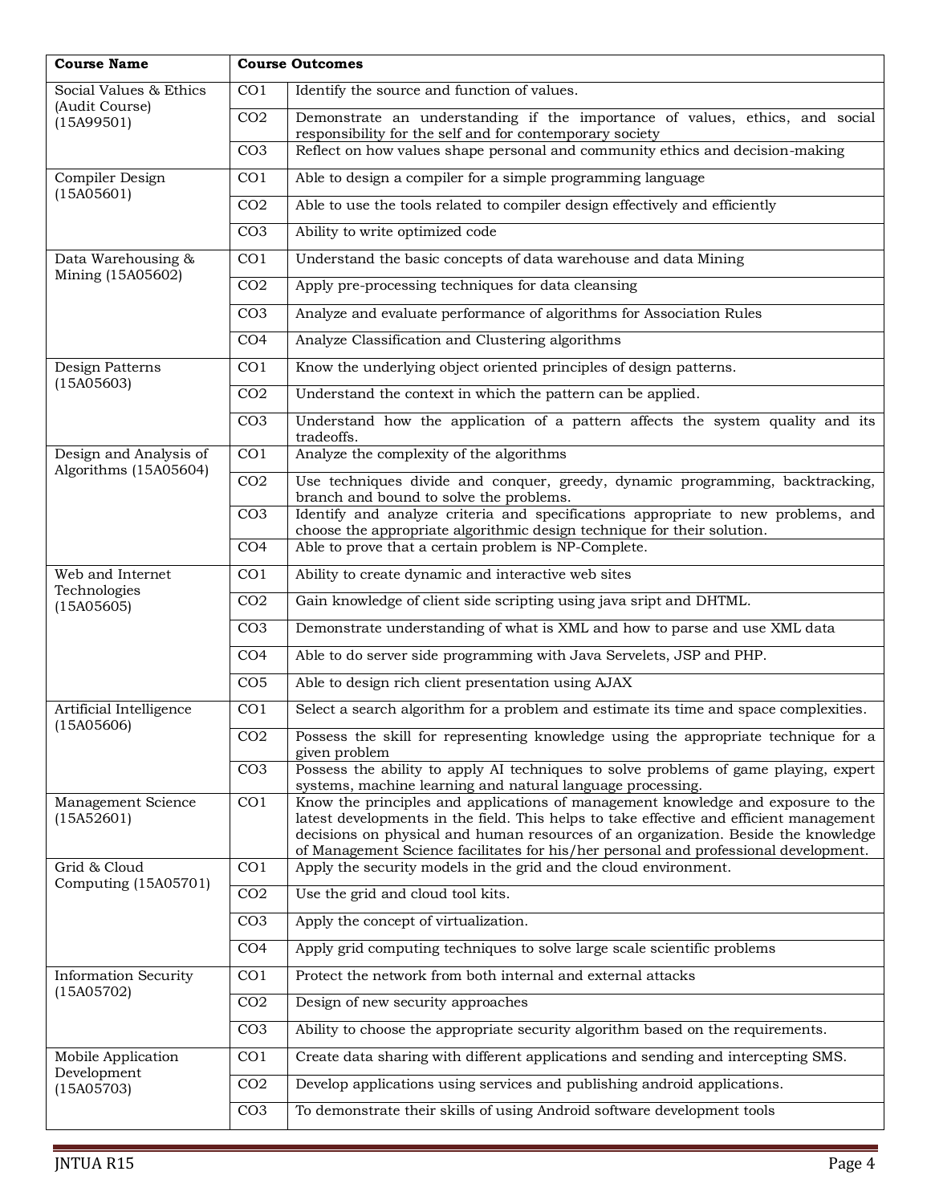| Course Name | Course Outcomes | |
|---|---|---|
| Social Values & Ethics (Audit Course) (15A99501) | CO1 | Identify the source and function of values. |
| | CO2 | Demonstrate an understanding if the importance of values, ethics, and social responsibility for the self and for contemporary society |
| | CO3 | Reflect on how values shape personal and community ethics and decision-making |
| Compiler Design (15A05601) | CO1 | Able to design a compiler for a simple programming language |
| | CO2 | Able to use the tools related to compiler design effectively and efficiently |
| | CO3 | Ability to write optimized code |
| Data Warehousing & Mining (15A05602) | CO1 | Understand the basic concepts of data warehouse and data Mining |
| | CO2 | Apply pre-processing techniques for data cleansing |
| | CO3 | Analyze and evaluate performance of algorithms for Association Rules |
| | CO4 | Analyze Classification and Clustering algorithms |
| Design Patterns (15A05603) | CO1 | Know the underlying object oriented principles of design patterns. |
| | CO2 | Understand the context in which the pattern can be applied. |
| | CO3 | Understand how the application of a pattern affects the system quality and its tradeoffs. |
| Design and Analysis of Algorithms (15A05604) | CO1 | Analyze the complexity of the algorithms |
| | CO2 | Use techniques divide and conquer, greedy, dynamic programming, backtracking, branch and bound to solve the problems. |
| | CO3 | Identify and analyze criteria and specifications appropriate to new problems, and choose the appropriate algorithmic design technique for their solution. |
| | CO4 | Able to prove that a certain problem is NP-Complete. |
| Web and Internet Technologies (15A05605) | CO1 | Ability to create dynamic and interactive web sites |
| | CO2 | Gain knowledge of client side scripting using java sript and DHTML. |
| | CO3 | Demonstrate understanding of what is XML and how to parse and use XML data |
| | CO4 | Able to do server side programming with Java Servelets, JSP and PHP. |
| | CO5 | Able to design rich client presentation using AJAX |
| Artificial Intelligence (15A05606) | CO1 | Select a search algorithm for a problem and estimate its time and space complexities. |
| | CO2 | Possess the skill for representing knowledge using the appropriate technique for a given problem |
| | CO3 | Possess the ability to apply AI techniques to solve problems of game playing, expert systems, machine learning and natural language processing. |
| Management Science (15A52601) | CO1 | Know the principles and applications of management knowledge and exposure to the latest developments in the field. This helps to take effective and efficient management decisions on physical and human resources of an organization. Beside the knowledge of Management Science facilitates for his/her personal and professional development. |
| Grid & Cloud Computing (15A05701) | CO1 | Apply the security models in the grid and the cloud environment. |
| | CO2 | Use the grid and cloud tool kits. |
| | CO3 | Apply the concept of virtualization. |
| | CO4 | Apply grid computing techniques to solve large scale scientific problems |
| Information Security (15A05702) | CO1 | Protect the network from both internal and external attacks |
| | CO2 | Design of new security approaches |
| | CO3 | Ability to choose the appropriate security algorithm based on the requirements. |
| Mobile Application Development (15A05703) | CO1 | Create data sharing with different applications and sending and intercepting SMS. |
| | CO2 | Develop applications using services and publishing android applications. |
| | CO3 | To demonstrate their skills of using Android software development tools |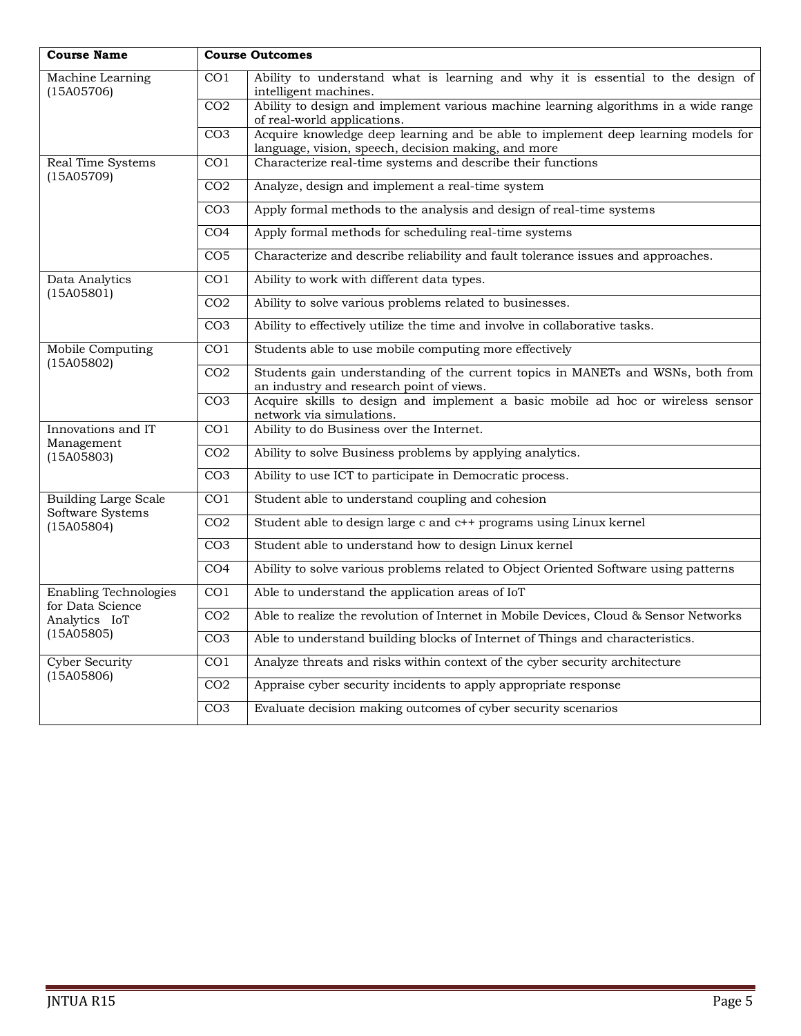| Course Name | Course Outcomes | |
|---|---|---|
| Machine Learning (15A05706) | CO1 | Ability to understand what is learning and why it is essential to the design of intelligent machines. |
| | CO2 | Ability to design and implement various machine learning algorithms in a wide range of real-world applications. |
| | CO3 | Acquire knowledge deep learning and be able to implement deep learning models for language, vision, speech, decision making, and more |
| Real Time Systems (15A05709) | CO1 | Characterize real-time systems and describe their functions |
| | CO2 | Analyze, design and implement a real-time system |
| | CO3 | Apply formal methods to the analysis and design of real-time systems |
| | CO4 | Apply formal methods for scheduling real-time systems |
| | CO5 | Characterize and describe reliability and fault tolerance issues and approaches. |
| Data Analytics (15A05801) | CO1 | Ability to work with different data types. |
| | CO2 | Ability to solve various problems related to businesses. |
| | CO3 | Ability to effectively utilize the time and involve in collaborative tasks. |
| Mobile Computing (15A05802) | CO1 | Students able to use mobile computing more effectively |
| | CO2 | Students gain understanding of the current topics in MANETs and WSNs, both from an industry and research point of views. |
| | CO3 | Acquire skills to design and implement a basic mobile ad hoc or wireless sensor network via simulations. |
| Innovations and IT Management (15A05803) | CO1 | Ability to do Business over the Internet. |
| | CO2 | Ability to solve Business problems by applying analytics. |
| | CO3 | Ability to use ICT to participate in Democratic process. |
| Building Large Scale Software Systems (15A05804) | CO1 | Student able to understand coupling and cohesion |
| | CO2 | Student able to design large c and c++ programs using Linux kernel |
| | CO3 | Student able to understand how to design Linux kernel |
| | CO4 | Ability to solve various problems related to Object Oriented Software using patterns |
| Enabling Technologies for Data Science Analytics IoT (15A05805) | CO1 | Able to understand the application areas of IoT |
| | CO2 | Able to realize the revolution of Internet in Mobile Devices, Cloud & Sensor Networks |
| | CO3 | Able to understand building blocks of Internet of Things and characteristics. |
| Cyber Security (15A05806) | CO1 | Analyze threats and risks within context of the cyber security architecture |
| | CO2 | Appraise cyber security incidents to apply appropriate response |
| | CO3 | Evaluate decision making outcomes of cyber security scenarios |